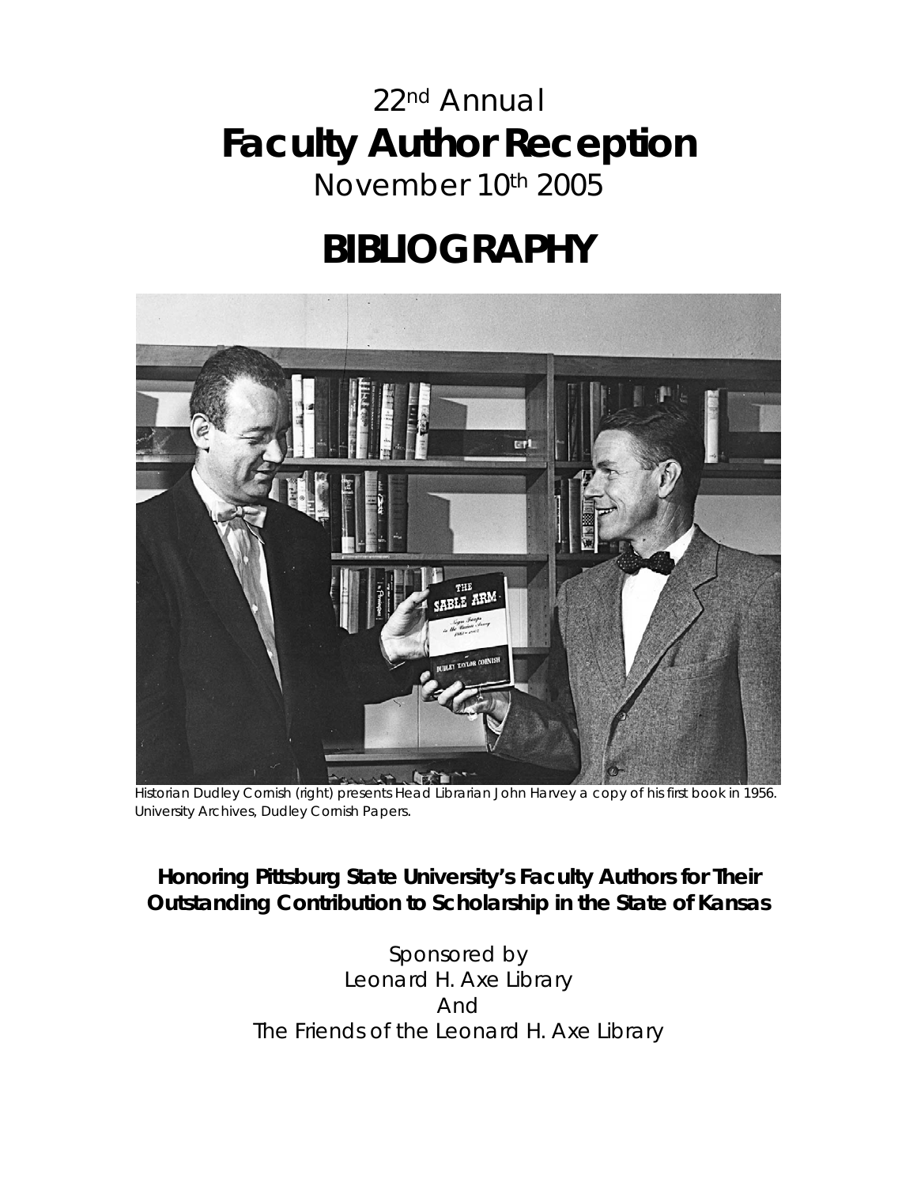# 22nd Annual
# **Faculty Author Reception**
November 10th 2005

# **BIBLIOGRAPHY**

Historian Dudley Cornish (right) presents Head Librarian John Harvey a copy of his first book in 1956. University Archives, Dudley Cornish Papers.

**Honoring Pittsburg State University's Faculty Authors for Their Outstanding Contribution to Scholarship in the State of Kansas**

Sponsored by
Leonard H. Axe Library
And
The Friends of the Leonard H. Axe Library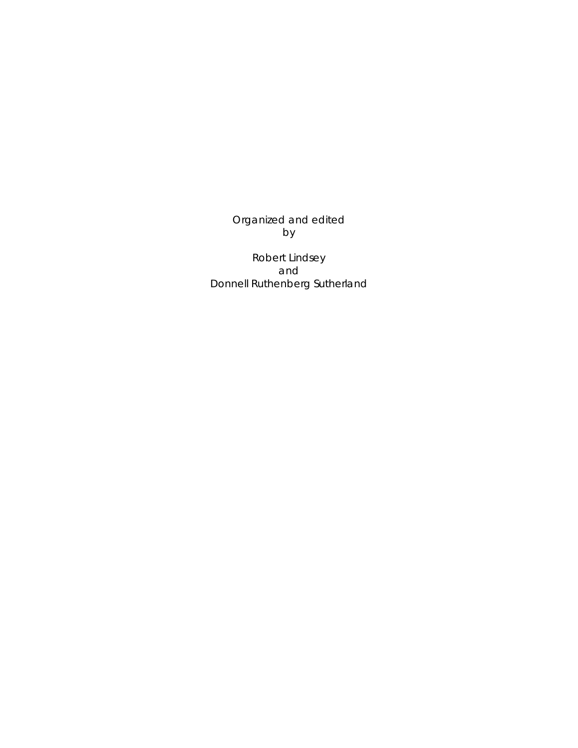Organized and edited
by

Robert Lindsey
and
Donnell Ruthenberg Sutherland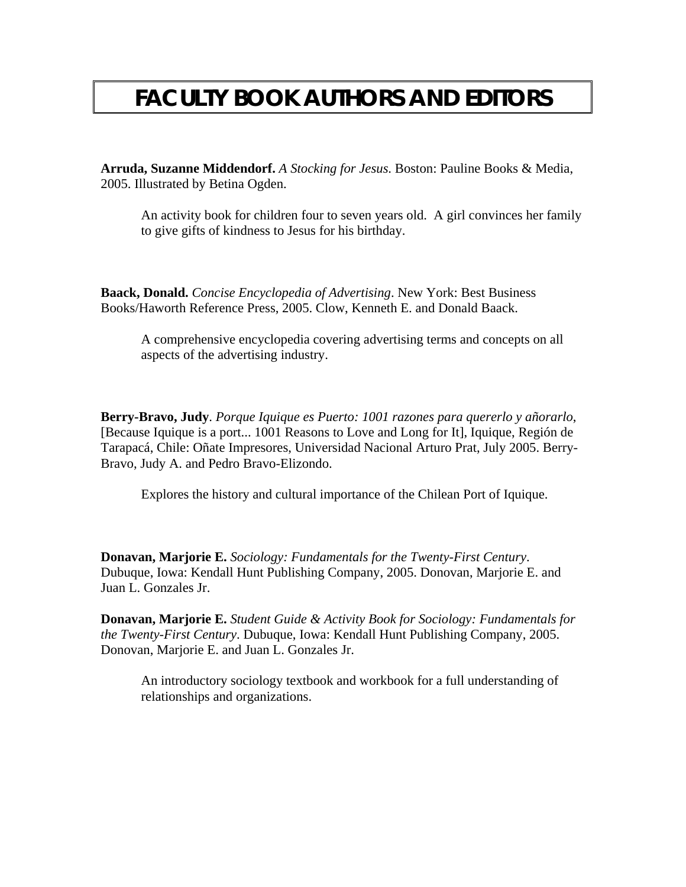# FACULTY BOOK AUTHORS AND EDITORS

**Arruda, Suzanne Middendorf.** *A Stocking for Jesus.* Boston: Pauline Books & Media, 2005. Illustrated by Betina Ogden.

> An activity book for children four to seven years old. A girl convinces her family to give gifts of kindness to Jesus for his birthday.

**Baack, Donald.** *Concise Encyclopedia of Advertising*. New York: Best Business Books/Haworth Reference Press, 2005. Clow, Kenneth E. and Donald Baack.

> A comprehensive encyclopedia covering advertising terms and concepts on all aspects of the advertising industry.

**Berry-Bravo, Judy**. *Porque Iquique es Puerto: 1001 razones para quererlo y añorarlo*, [Because Iquique is a port... 1001 Reasons to Love and Long for It], Iquique, Región de Tarapacá, Chile: Oñate Impresores, Universidad Nacional Arturo Prat, July 2005. Berry-Bravo, Judy A. and Pedro Bravo-Elizondo.

> Explores the history and cultural importance of the Chilean Port of Iquique.

**Donavan, Marjorie E.** *Sociology: Fundamentals for the Twenty-First Century*. Dubuque, Iowa: Kendall Hunt Publishing Company, 2005. Donovan, Marjorie E. and Juan L. Gonzales Jr.

**Donavan, Marjorie E.** *Student Guide & Activity Book for Sociology: Fundamentals for the Twenty-First Century*. Dubuque, Iowa: Kendall Hunt Publishing Company, 2005. Donovan, Marjorie E. and Juan L. Gonzales Jr.

> An introductory sociology textbook and workbook for a full understanding of relationships and organizations.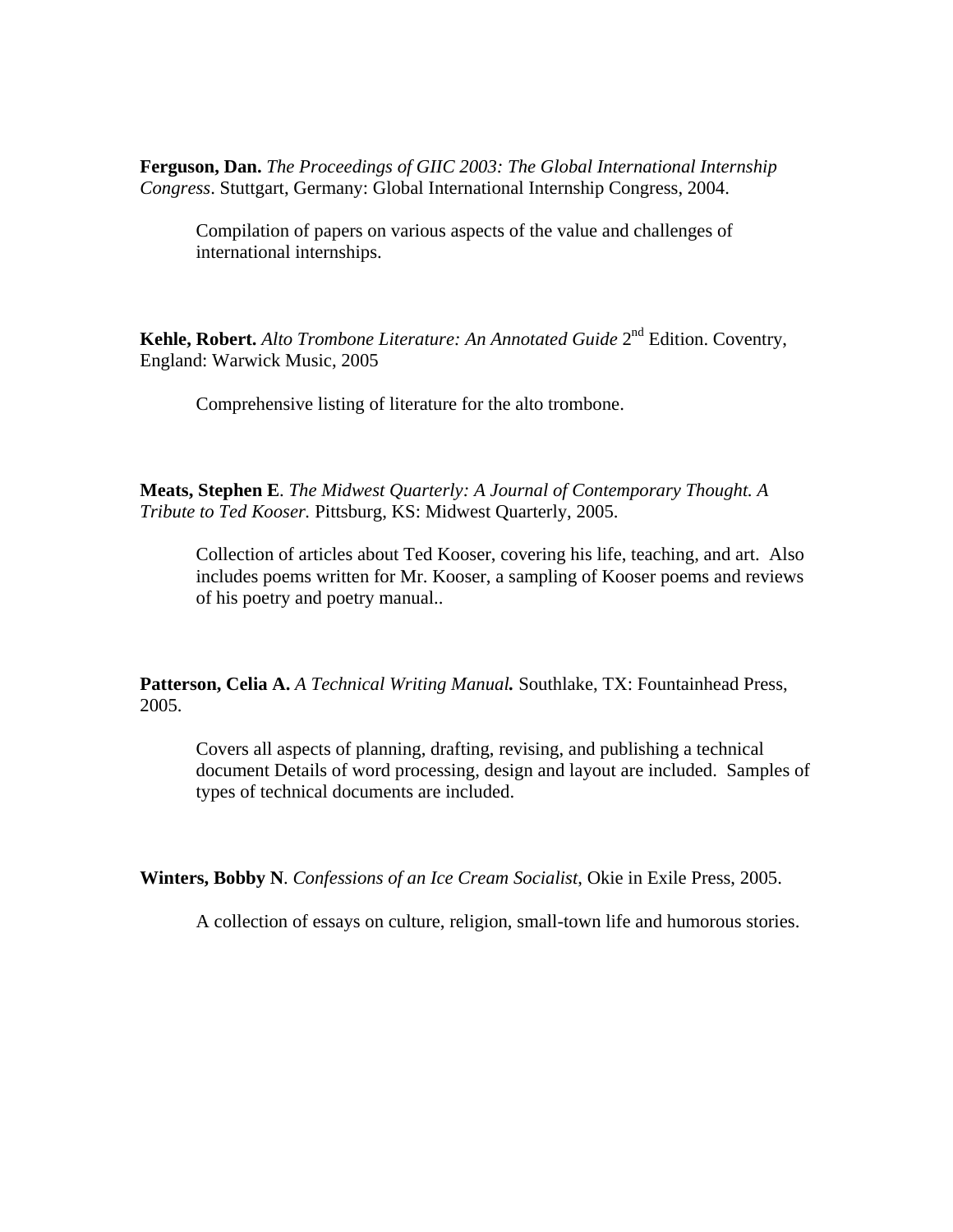**Ferguson, Dan.** *The Proceedings of GIIC 2003: The Global International Internship Congress*. Stuttgart, Germany: Global International Internship Congress, 2004.

> Compilation of papers on various aspects of the value and challenges of international internships.

**Kehle, Robert.** *Alto Trombone Literature: An Annotated Guide* 2nd Edition. Coventry, England: Warwick Music, 2005

> Comprehensive listing of literature for the alto trombone.

**Meats, Stephen E**. *The Midwest Quarterly: A Journal of Contemporary Thought. A Tribute to Ted Kooser.* Pittsburg, KS: Midwest Quarterly, 2005.

> Collection of articles about Ted Kooser, covering his life, teaching, and art. Also includes poems written for Mr. Kooser, a sampling of Kooser poems and reviews of his poetry and poetry manual..

**Patterson, Celia A.** ***A Technical Writing Manual.*** Southlake, TX: Fountainhead Press, 2005.

> Covers all aspects of planning, drafting, revising, and publishing a technical document Details of word processing, design and layout are included. Samples of types of technical documents are included.

**Winters, Bobby N**. *Confessions of an Ice Cream Socialist*, Okie in Exile Press, 2005.

> A collection of essays on culture, religion, small-town life and humorous stories.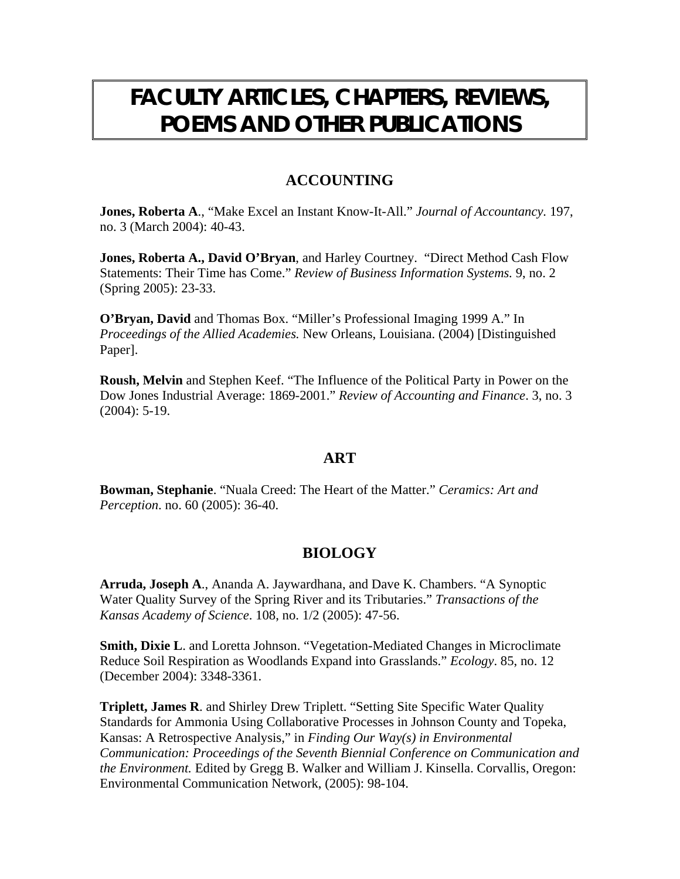# FACULTY ARTICLES, CHAPTERS, REVIEWS, POEMS AND OTHER PUBLICATIONS

## ACCOUNTING

**Jones, Roberta A**., "Make Excel an Instant Know-It-All." *Journal of Accountancy.* 197, no. 3 (March 2004): 40-43.

**Jones, Roberta A., David O'Bryan**, and Harley Courtney. "Direct Method Cash Flow Statements: Their Time has Come." *Review of Business Information Systems.* 9, no. 2 (Spring 2005): 23-33.

**O'Bryan, David** and Thomas Box. "Miller's Professional Imaging 1999 A." In *Proceedings of the Allied Academies.* New Orleans, Louisiana. (2004) [Distinguished Paper].

**Roush, Melvin** and Stephen Keef. "The Influence of the Political Party in Power on the Dow Jones Industrial Average: 1869-2001." *Review of Accounting and Finance*. 3, no. 3 (2004): 5-19.

## ART

**Bowman, Stephanie**. "Nuala Creed: The Heart of the Matter." *Ceramics: Art and Perception.* no. 60 (2005): 36-40.

## BIOLOGY

**Arruda, Joseph A**., Ananda A. Jaywardhana, and Dave K. Chambers. "A Synoptic Water Quality Survey of the Spring River and its Tributaries." *Transactions of the Kansas Academy of Science*. 108, no. 1/2 (2005): 47-56.

**Smith, Dixie L**. and Loretta Johnson. "Vegetation-Mediated Changes in Microclimate Reduce Soil Respiration as Woodlands Expand into Grasslands." *Ecology*. 85, no. 12 (December 2004): 3348-3361.

**Triplett, James R**. and Shirley Drew Triplett. "Setting Site Specific Water Quality Standards for Ammonia Using Collaborative Processes in Johnson County and Topeka, Kansas: A Retrospective Analysis," in *Finding Our Way(s) in Environmental Communication: Proceedings of the Seventh Biennial Conference on Communication and the Environment.* Edited by Gregg B. Walker and William J. Kinsella. Corvallis, Oregon: Environmental Communication Network, (2005): 98-104.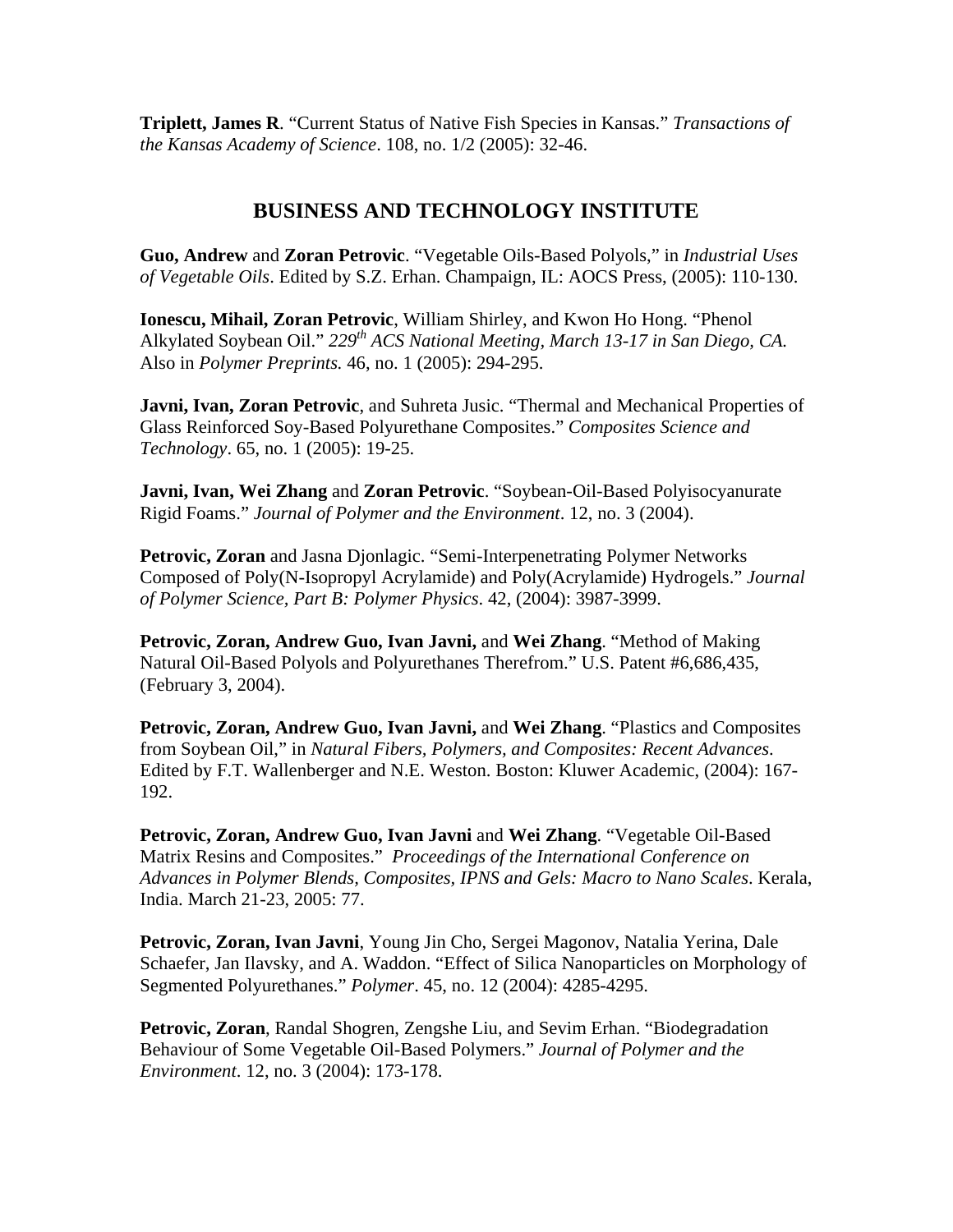**Triplett, James R**. "Current Status of Native Fish Species in Kansas." *Transactions of the Kansas Academy of Science*. 108, no. 1/2 (2005): 32-46.

## BUSINESS AND TECHNOLOGY INSTITUTE

**Guo, Andrew** and **Zoran Petrovic**. "Vegetable Oils-Based Polyols," in *Industrial Uses of Vegetable Oils*. Edited by S.Z. Erhan. Champaign, IL: AOCS Press, (2005): 110-130.

**Ionescu, Mihail, Zoran Petrovic**, William Shirley, and Kwon Ho Hong. "Phenol Alkylated Soybean Oil." *229th ACS National Meeting, March 13-17 in San Diego, CA.* Also in *Polymer Preprints.* 46, no. 1 (2005): 294-295.

**Javni, Ivan, Zoran Petrovic**, and Suhreta Jusic. "Thermal and Mechanical Properties of Glass Reinforced Soy-Based Polyurethane Composites." *Composites Science and Technology*. 65, no. 1 (2005): 19-25.

**Javni, Ivan, Wei Zhang** and **Zoran Petrovic**. "Soybean-Oil-Based Polyisocyanurate Rigid Foams." *Journal of Polymer and the Environment*. 12, no. 3 (2004).

**Petrovic, Zoran** and Jasna Djonlagic. "Semi-Interpenetrating Polymer Networks Composed of Poly(N-Isopropyl Acrylamide) and Poly(Acrylamide) Hydrogels." *Journal of Polymer Science, Part B: Polymer Physics*. 42, (2004): 3987-3999.

**Petrovic, Zoran, Andrew Guo, Ivan Javni,** and **Wei Zhang**. "Method of Making Natural Oil-Based Polyols and Polyurethanes Therefrom." U.S. Patent #6,686,435, (February 3, 2004).

**Petrovic, Zoran, Andrew Guo, Ivan Javni,** and **Wei Zhang**. "Plastics and Composites from Soybean Oil," in *Natural Fibers, Polymers, and Composites: Recent Advances*. Edited by F.T. Wallenberger and N.E. Weston. Boston: Kluwer Academic, (2004): 167-192.

**Petrovic, Zoran, Andrew Guo, Ivan Javni** and **Wei Zhang**. "Vegetable Oil-Based Matrix Resins and Composites." *Proceedings of the International Conference on Advances in Polymer Blends, Composites, IPNS and Gels: Macro to Nano Scales*. Kerala, India. March 21-23, 2005: 77.

**Petrovic, Zoran, Ivan Javni**, Young Jin Cho, Sergei Magonov, Natalia Yerina, Dale Schaefer, Jan Ilavsky, and A. Waddon. "Effect of Silica Nanoparticles on Morphology of Segmented Polyurethanes." *Polymer*. 45, no. 12 (2004): 4285-4295.

**Petrovic, Zoran**, Randal Shogren, Zengshe Liu, and Sevim Erhan. "Biodegradation Behaviour of Some Vegetable Oil-Based Polymers." *Journal of Polymer and the Environment*. 12, no. 3 (2004): 173-178.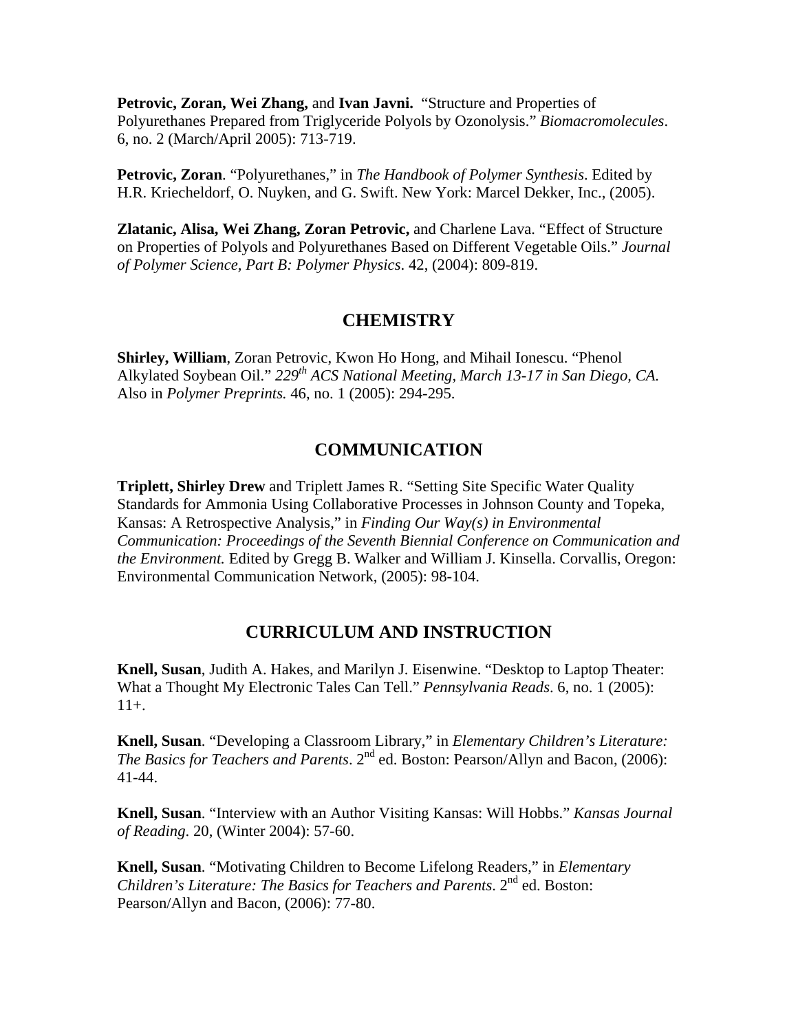**Petrovic, Zoran, Wei Zhang,** and **Ivan Javni.** "Structure and Properties of Polyurethanes Prepared from Triglyceride Polyols by Ozonolysis." *Biomacromolecules*. 6, no. 2 (March/April 2005): 713-719.

**Petrovic, Zoran**. "Polyurethanes," in *The Handbook of Polymer Synthesis*. Edited by H.R. Kriecheldorf, O. Nuyken, and G. Swift. New York: Marcel Dekker, Inc., (2005).

**Zlatanic, Alisa, Wei Zhang, Zoran Petrovic,** and Charlene Lava. "Effect of Structure on Properties of Polyols and Polyurethanes Based on Different Vegetable Oils." *Journal of Polymer Science, Part B: Polymer Physics*. 42, (2004): 809-819.

## CHEMISTRY

**Shirley, William**, Zoran Petrovic, Kwon Ho Hong, and Mihail Ionescu. "Phenol Alkylated Soybean Oil." *229th ACS National Meeting, March 13-17 in San Diego, CA.* Also in *Polymer Preprints.* 46, no. 1 (2005): 294-295.

## COMMUNICATION

**Triplett, Shirley Drew** and Triplett James R. "Setting Site Specific Water Quality Standards for Ammonia Using Collaborative Processes in Johnson County and Topeka, Kansas: A Retrospective Analysis," in *Finding Our Way(s) in Environmental Communication: Proceedings of the Seventh Biennial Conference on Communication and the Environment.* Edited by Gregg B. Walker and William J. Kinsella. Corvallis, Oregon: Environmental Communication Network, (2005): 98-104.

## CURRICULUM AND INSTRUCTION

**Knell, Susan**, Judith A. Hakes, and Marilyn J. Eisenwine. "Desktop to Laptop Theater: What a Thought My Electronic Tales Can Tell." *Pennsylvania Reads*. 6, no. 1 (2005): 11+.

**Knell, Susan**. "Developing a Classroom Library," in *Elementary Children's Literature: The Basics for Teachers and Parents*. 2nd ed. Boston: Pearson/Allyn and Bacon, (2006): 41-44.

**Knell, Susan**. "Interview with an Author Visiting Kansas: Will Hobbs." *Kansas Journal of Reading*. 20, (Winter 2004): 57-60.

**Knell, Susan**. "Motivating Children to Become Lifelong Readers," in *Elementary Children's Literature: The Basics for Teachers and Parents*. 2nd ed. Boston: Pearson/Allyn and Bacon, (2006): 77-80.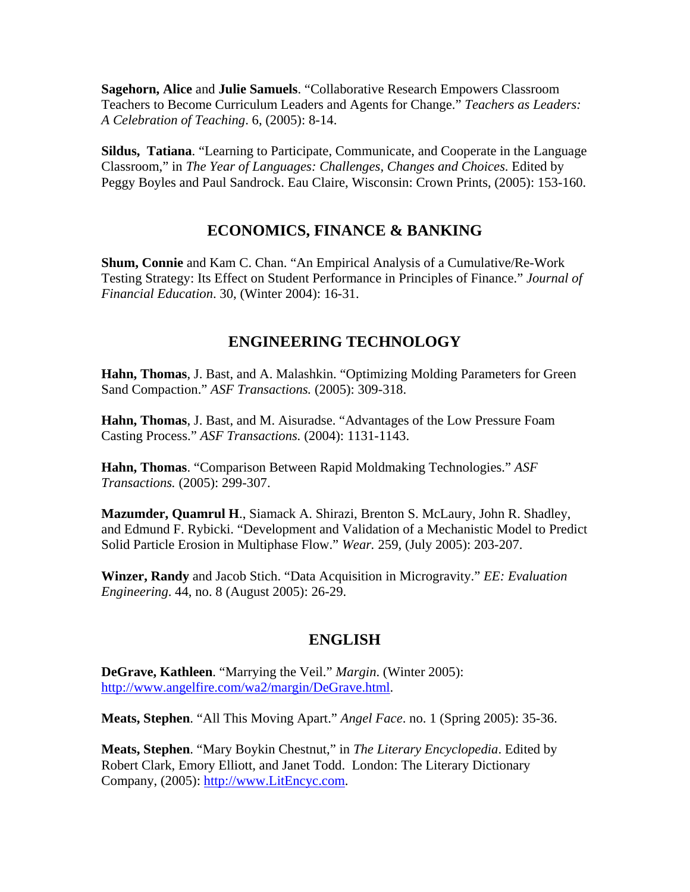**Sagehorn, Alice** and **Julie Samuels**. “Collaborative Research Empowers Classroom Teachers to Become Curriculum Leaders and Agents for Change.” *Teachers as Leaders: A Celebration of Teaching*. 6, (2005): 8-14.

**Sildus, Tatiana**. “Learning to Participate, Communicate, and Cooperate in the Language Classroom,” in *The Year of Languages: Challenges, Changes and Choices*. Edited by Peggy Boyles and Paul Sandrock. Eau Claire, Wisconsin: Crown Prints, (2005): 153-160.

## ECONOMICS, FINANCE & BANKING

**Shum, Connie** and Kam C. Chan. “An Empirical Analysis of a Cumulative/Re-Work Testing Strategy: Its Effect on Student Performance in Principles of Finance.” *Journal of Financial Education*. 30, (Winter 2004): 16-31.

## ENGINEERING TECHNOLOGY

**Hahn, Thomas**, J. Bast, and A. Malashkin. “Optimizing Molding Parameters for Green Sand Compaction.” *ASF Transactions.* (2005): 309-318.

**Hahn, Thomas**, J. Bast, and M. Aisuradse. “Advantages of the Low Pressure Foam Casting Process.” *ASF Transactions.* (2004): 1131-1143.

**Hahn, Thomas**. “Comparison Between Rapid Moldmaking Technologies.” *ASF Transactions.* (2005): 299-307.

**Mazumder, Quamrul H**., Siamack A. Shirazi, Brenton S. McLaury, John R. Shadley, and Edmund F. Rybicki. “Development and Validation of a Mechanistic Model to Predict Solid Particle Erosion in Multiphase Flow.” *Wear.* 259, (July 2005): 203-207.

**Winzer, Randy** and Jacob Stich. “Data Acquisition in Microgravity.” *EE: Evaluation Engineering*. 44, no. 8 (August 2005): 26-29.

## ENGLISH

**DeGrave, Kathleen**. “Marrying the Veil.” *Margin*. (Winter 2005): http://www.angelfire.com/wa2/margin/DeGrave.html.

**Meats, Stephen**. “All This Moving Apart.” *Angel Face*. no. 1 (Spring 2005): 35-36.

**Meats, Stephen**. “Mary Boykin Chestnut,” in *The Literary Encyclopedia*. Edited by Robert Clark, Emory Elliott, and Janet Todd. London: The Literary Dictionary Company, (2005): http://www.LitEncyc.com.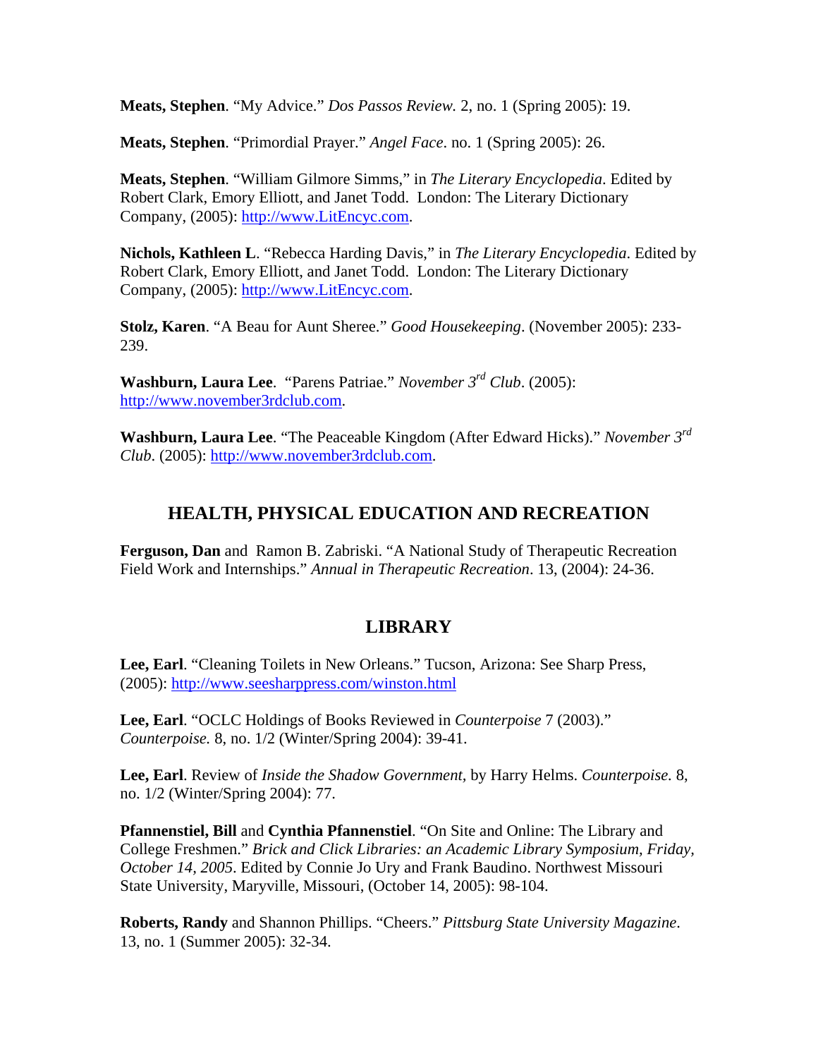**Meats, Stephen**. "My Advice." *Dos Passos Review.* 2, no. 1 (Spring 2005): 19.

**Meats, Stephen**. "Primordial Prayer." *Angel Face*. no. 1 (Spring 2005): 26.

**Meats, Stephen**. "William Gilmore Simms," in *The Literary Encyclopedia*. Edited by Robert Clark, Emory Elliott, and Janet Todd. London: The Literary Dictionary Company, (2005): http://www.LitEncyc.com.

**Nichols, Kathleen L**. "Rebecca Harding Davis," in *The Literary Encyclopedia*. Edited by Robert Clark, Emory Elliott, and Janet Todd. London: The Literary Dictionary Company, (2005): http://www.LitEncyc.com.

**Stolz, Karen**. "A Beau for Aunt Sheree." *Good Housekeeping*. (November 2005): 233-239.

**Washburn, Laura Lee**. "Parens Patriae." *November 3rd Club*. (2005): http://www.november3rdclub.com.

**Washburn, Laura Lee**. "The Peaceable Kingdom (After Edward Hicks)." *November 3rd Club*. (2005): http://www.november3rdclub.com.

## HEALTH, PHYSICAL EDUCATION AND RECREATION

**Ferguson, Dan** and Ramon B. Zabriski. "A National Study of Therapeutic Recreation Field Work and Internships." *Annual in Therapeutic Recreation*. 13, (2004): 24-36.

## LIBRARY

**Lee, Earl**. "Cleaning Toilets in New Orleans." Tucson, Arizona: See Sharp Press, (2005): http://www.seesharppress.com/winston.html

**Lee, Earl**. "OCLC Holdings of Books Reviewed in *Counterpoise* 7 (2003)." *Counterpoise.* 8, no. 1/2 (Winter/Spring 2004): 39-41.

**Lee, Earl**. Review of *Inside the Shadow Government,* by Harry Helms. *Counterpoise.* 8, no. 1/2 (Winter/Spring 2004): 77.

**Pfannenstiel, Bill** and **Cynthia Pfannenstiel**. "On Site and Online: The Library and College Freshmen." *Brick and Click Libraries: an Academic Library Symposium, Friday, October 14, 2005*. Edited by Connie Jo Ury and Frank Baudino. Northwest Missouri State University, Maryville, Missouri, (October 14, 2005): 98-104.

**Roberts, Randy** and Shannon Phillips. "Cheers." *Pittsburg State University Magazine*. 13, no. 1 (Summer 2005): 32-34.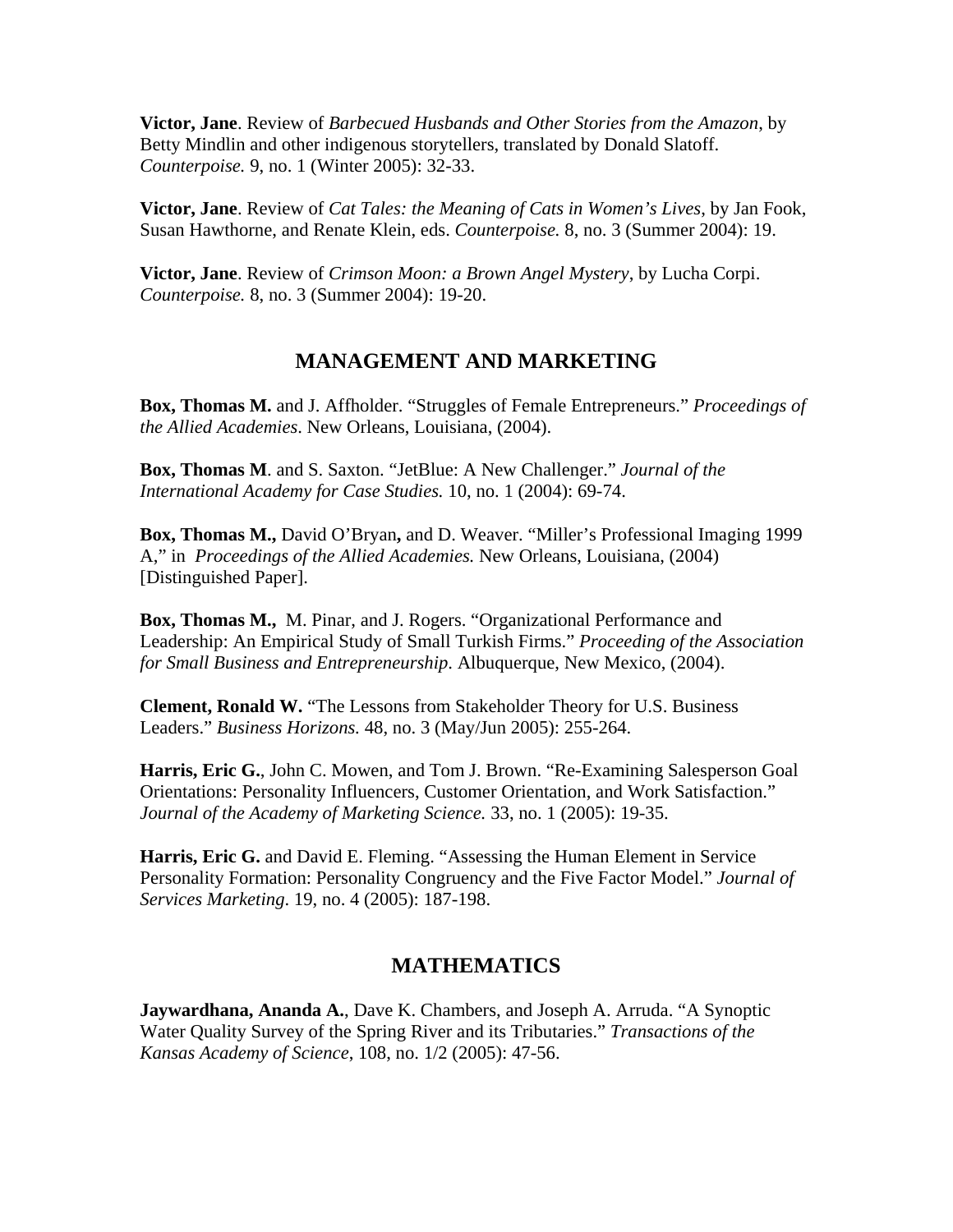**Victor, Jane**. Review of *Barbecued Husbands and Other Stories from the Amazon*, by Betty Mindlin and other indigenous storytellers, translated by Donald Slatoff. *Counterpoise.* 9, no. 1 (Winter 2005): 32-33.

**Victor, Jane**. Review of *Cat Tales: the Meaning of Cats in Women's Lives*, by Jan Fook, Susan Hawthorne, and Renate Klein, eds. *Counterpoise.* 8, no. 3 (Summer 2004): 19.

**Victor, Jane**. Review of *Crimson Moon: a Brown Angel Mystery*, by Lucha Corpi. *Counterpoise.* 8, no. 3 (Summer 2004): 19-20.

## MANAGEMENT AND MARKETING

**Box, Thomas M.** and J. Affholder. "Struggles of Female Entrepreneurs." *Proceedings of the Allied Academies*. New Orleans, Louisiana, (2004).

**Box, Thomas M**. and S. Saxton. "JetBlue: A New Challenger." *Journal of the International Academy for Case Studies.* 10, no. 1 (2004): 69-74.

**Box, Thomas M.,** David O'Bryan**,** and D. Weaver. "Miller's Professional Imaging 1999 A," in *Proceedings of the Allied Academies.* New Orleans, Louisiana, (2004) [Distinguished Paper].

**Box, Thomas M.,** M. Pinar, and J. Rogers. "Organizational Performance and Leadership: An Empirical Study of Small Turkish Firms." *Proceeding of the Association for Small Business and Entrepreneurship*. Albuquerque, New Mexico, (2004).

**Clement, Ronald W.** "The Lessons from Stakeholder Theory for U.S. Business Leaders." *Business Horizons.* 48, no. 3 (May/Jun 2005): 255-264.

**Harris, Eric G.**, John C. Mowen, and Tom J. Brown. "Re-Examining Salesperson Goal Orientations: Personality Influencers, Customer Orientation, and Work Satisfaction." *Journal of the Academy of Marketing Science.* 33, no. 1 (2005): 19-35.

**Harris, Eric G.** and David E. Fleming. "Assessing the Human Element in Service Personality Formation: Personality Congruency and the Five Factor Model." *Journal of Services Marketing*. 19, no. 4 (2005): 187-198.

## MATHEMATICS

**Jaywardhana, Ananda A.**, Dave K. Chambers, and Joseph A. Arruda. "A Synoptic Water Quality Survey of the Spring River and its Tributaries." *Transactions of the Kansas Academy of Science*, 108, no. 1/2 (2005): 47-56.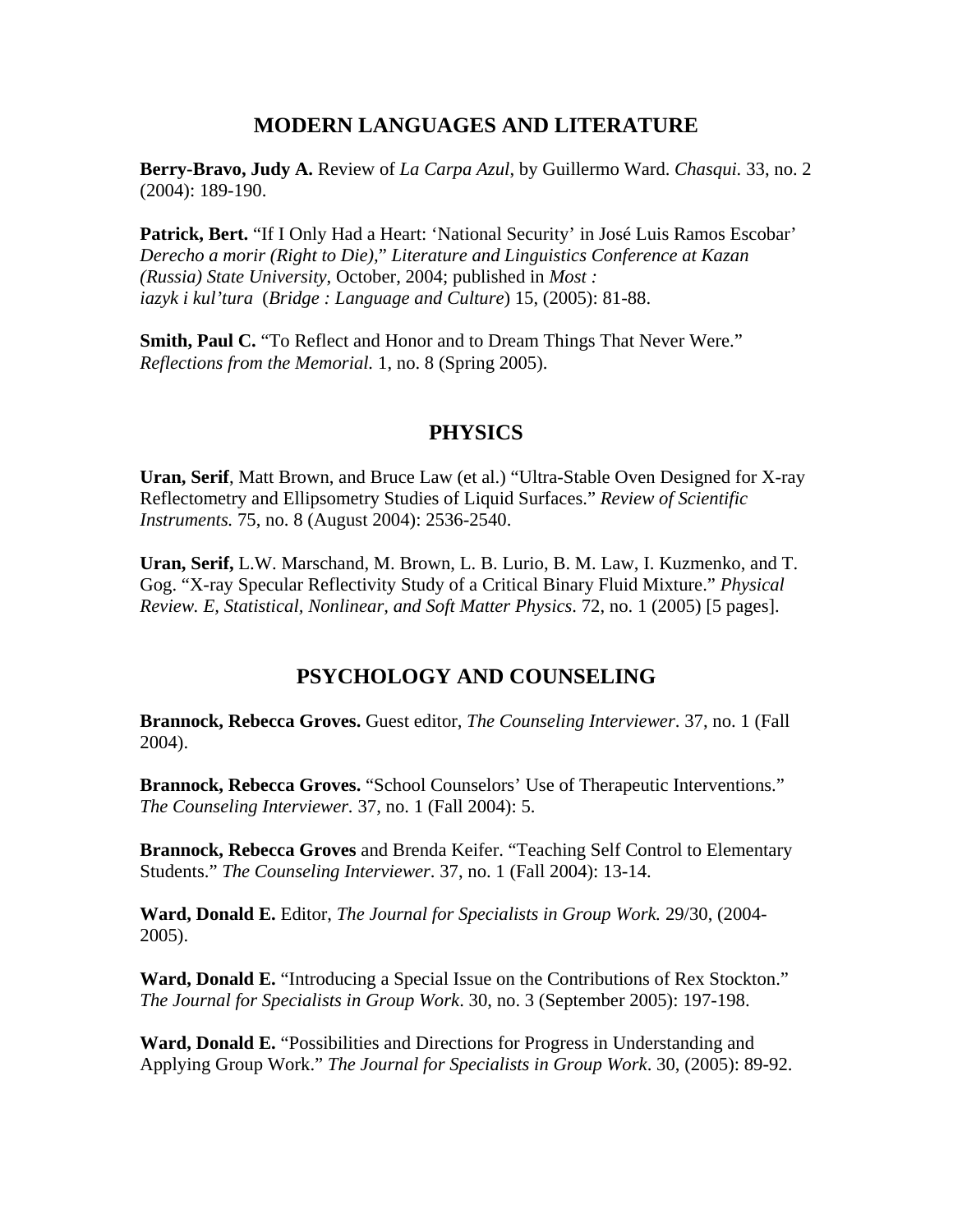## MODERN LANGUAGES AND LITERATURE

**Berry-Bravo, Judy A.** Review of *La Carpa Azul*, by Guillermo Ward. *Chasqui.* 33, no. 2 (2004): 189-190.

**Patrick, Bert.** "If I Only Had a Heart: 'National Security' in José Luis Ramos Escobar' *Derecho a morir (Right to Die),*" *Literature and Linguistics Conference at Kazan (Russia) State University*, October, 2004; published in *Most : iazyk i kul'tura* (*Bridge : Language and Culture*) 15, (2005): 81-88.

**Smith, Paul C.** "To Reflect and Honor and to Dream Things That Never Were." *Reflections from the Memorial.* 1, no. 8 (Spring 2005).

## PHYSICS

**Uran, Serif**, Matt Brown, and Bruce Law (et al.) "Ultra-Stable Oven Designed for X-ray Reflectometry and Ellipsometry Studies of Liquid Surfaces." *Review of Scientific Instruments.* 75, no. 8 (August 2004): 2536-2540.

**Uran, Serif,** L.W. Marschand, M. Brown, L. B. Lurio, B. M. Law, I. Kuzmenko, and T. Gog. "X-ray Specular Reflectivity Study of a Critical Binary Fluid Mixture." *Physical Review. E, Statistical, Nonlinear, and Soft Matter Physics*. 72, no. 1 (2005) [5 pages].

## PSYCHOLOGY AND COUNSELING

**Brannock, Rebecca Groves.** Guest editor, *The Counseling Interviewer*. 37, no. 1 (Fall 2004).

**Brannock, Rebecca Groves.** "School Counselors' Use of Therapeutic Interventions." *The Counseling Interviewer.* 37, no. 1 (Fall 2004): 5.

**Brannock, Rebecca Groves** and Brenda Keifer. "Teaching Self Control to Elementary Students." *The Counseling Interviewer*. 37, no. 1 (Fall 2004): 13-14.

**Ward, Donald E.** Editor, *The Journal for Specialists in Group Work.* 29/30, (2004-2005).

**Ward, Donald E.** "Introducing a Special Issue on the Contributions of Rex Stockton." *The Journal for Specialists in Group Work*. 30, no. 3 (September 2005): 197-198.

**Ward, Donald E.** "Possibilities and Directions for Progress in Understanding and Applying Group Work." *The Journal for Specialists in Group Work*. 30, (2005): 89-92.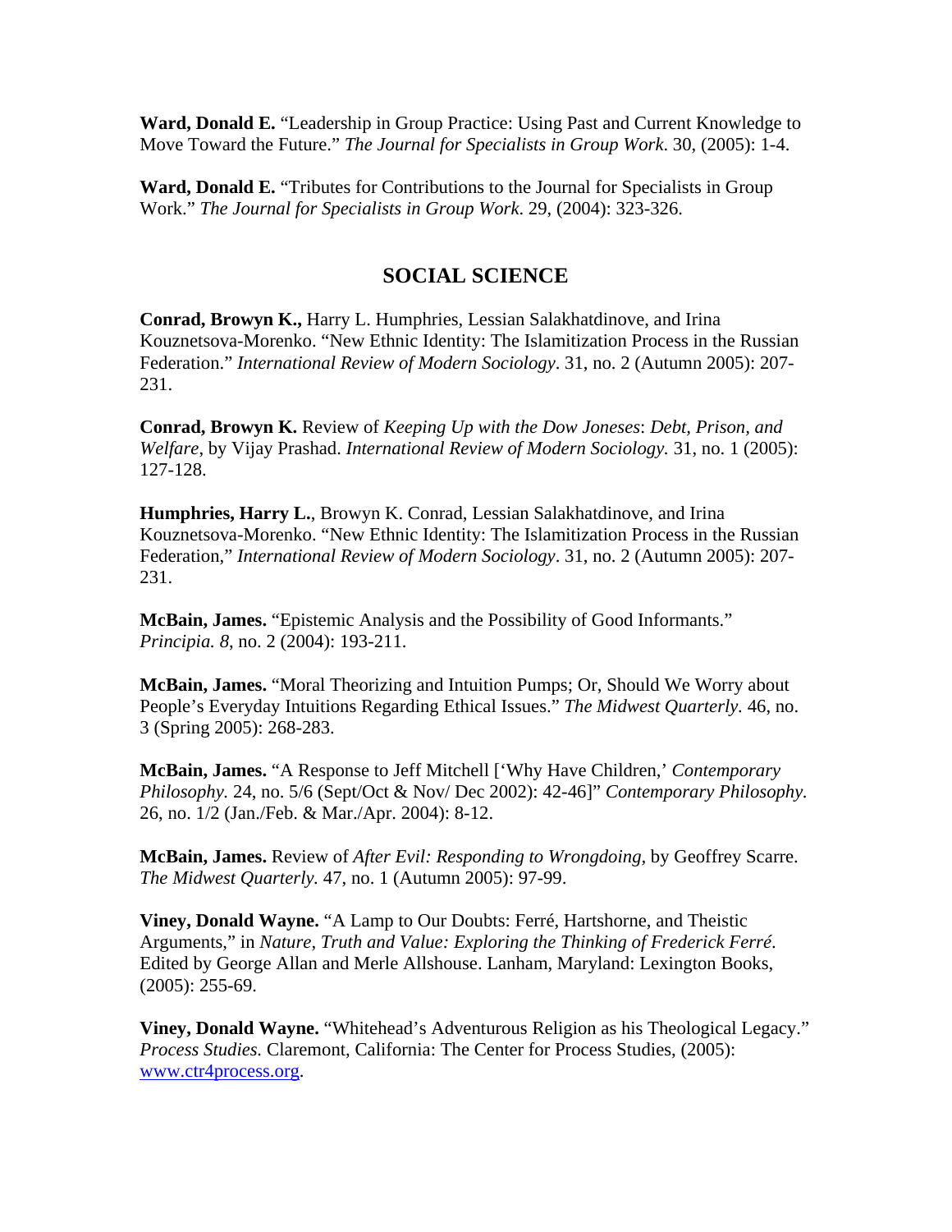**Ward, Donald E.** “Leadership in Group Practice: Using Past and Current Knowledge to Move Toward the Future.” *The Journal for Specialists in Group Work*. 30, (2005): 1-4.

**Ward, Donald E.** “Tributes for Contributions to the Journal for Specialists in Group Work.” *The Journal for Specialists in Group Work*. 29, (2004): 323-326.

## SOCIAL SCIENCE

**Conrad, Browyn K.,** Harry L. Humphries, Lessian Salakhatdinove, and Irina Kouznetsova-Morenko. “New Ethnic Identity: The Islamitization Process in the Russian Federation.” *International Review of Modern Sociology*. 31, no. 2 (Autumn 2005): 207-231.

**Conrad, Browyn K.** Review of *Keeping Up with the Dow Joneses*: *Debt, Prison, and Welfare*, by Vijay Prashad. *International Review of Modern Sociology.* 31, no. 1 (2005): 127-128.

**Humphries, Harry L.**, Browyn K. Conrad, Lessian Salakhatdinove, and Irina Kouznetsova-Morenko. “New Ethnic Identity: The Islamitization Process in the Russian Federation,” *International Review of Modern Sociology*. 31, no. 2 (Autumn 2005): 207-231.

**McBain, James.** “Epistemic Analysis and the Possibility of Good Informants.” *Principia. 8*, no. 2 (2004): 193-211.

**McBain, James.** “Moral Theorizing and Intuition Pumps; Or, Should We Worry about People’s Everyday Intuitions Regarding Ethical Issues.” *The Midwest Quarterly*. 46, no. 3 (Spring 2005): 268-283.

**McBain, James.** “A Response to Jeff Mitchell [‘Why Have Children,’ *Contemporary Philosophy.* 24, no. 5/6 (Sept/Oct & Nov/ Dec 2002): 42-46]” *Contemporary Philosophy.* 26, no. 1/2 (Jan./Feb. & Mar./Apr. 2004): 8-12.

**McBain, James.** Review of *After Evil: Responding to Wrongdoing,* by Geoffrey Scarre. *The Midwest Quarterly.* 47, no. 1 (Autumn 2005): 97-99.

**Viney, Donald Wayne.** “A Lamp to Our Doubts: Ferré, Hartshorne, and Theistic Arguments,” in *Nature, Truth and Value: Exploring the Thinking of Frederick Ferré.* Edited by George Allan and Merle Allshouse. Lanham, Maryland: Lexington Books, (2005): 255-69.

**Viney, Donald Wayne.** “Whitehead’s Adventurous Religion as his Theological Legacy.” *Process Studies.* Claremont, California: The Center for Process Studies, (2005): www.ctr4process.org.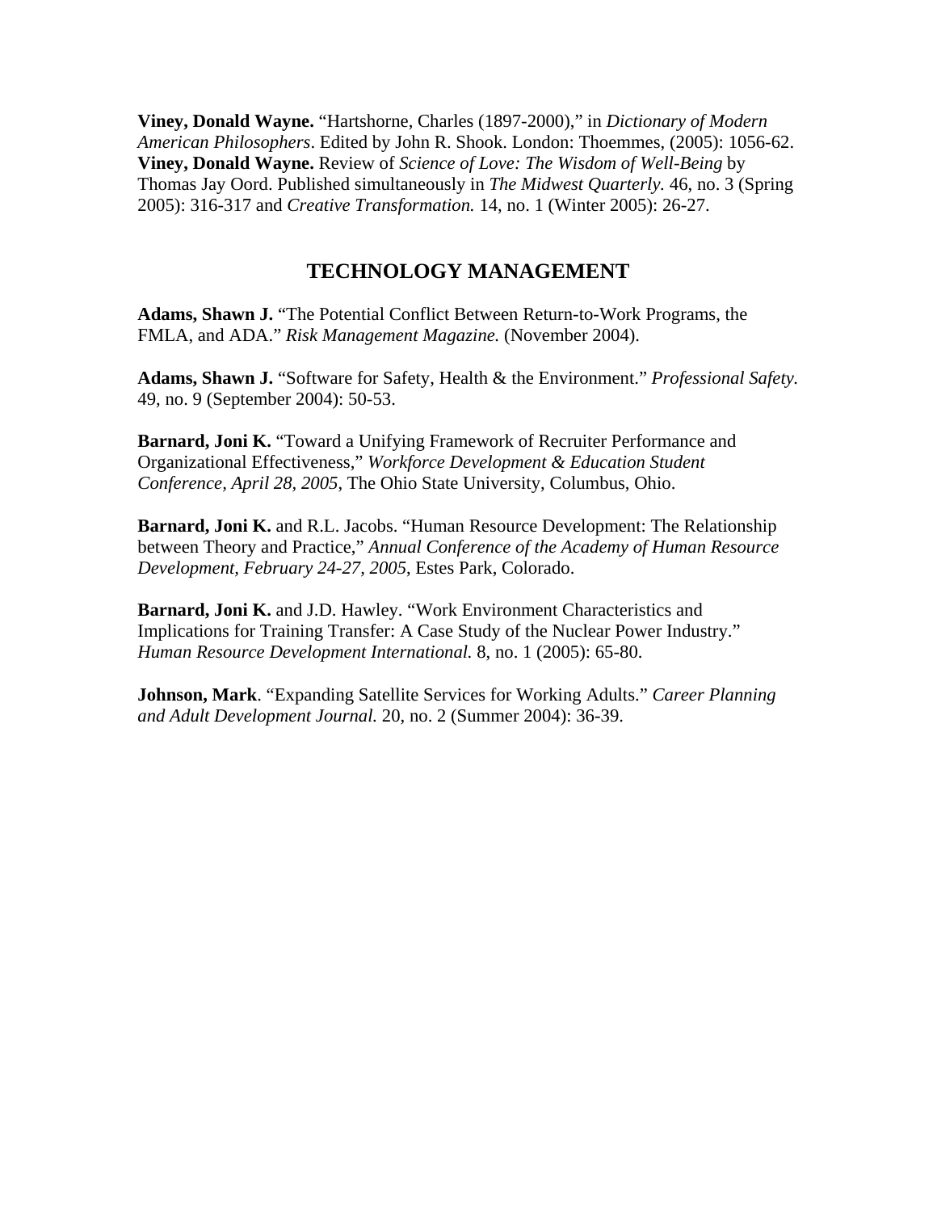**Viney, Donald Wayne.** “Hartshorne, Charles (1897-2000),” in *Dictionary of Modern American Philosophers*. Edited by John R. Shook. London: Thoemmes, (2005): 1056-62.
**Viney, Donald Wayne.** Review of *Science of Love: The Wisdom of Well-Being* by Thomas Jay Oord. Published simultaneously in *The Midwest Quarterly.* 46, no. 3 (Spring 2005): 316-317 and *Creative Transformation.* 14, no. 1 (Winter 2005): 26-27.

## TECHNOLOGY MANAGEMENT

**Adams, Shawn J.** “The Potential Conflict Between Return-to-Work Programs, the FMLA, and ADA.” *Risk Management Magazine.* (November 2004).

**Adams, Shawn J.** “Software for Safety, Health & the Environment.” *Professional Safety.* 49, no. 9 (September 2004): 50-53.

**Barnard, Joni K.** “Toward a Unifying Framework of Recruiter Performance and Organizational Effectiveness,” *Workforce Development & Education Student Conference, April 28, 2005*, The Ohio State University, Columbus, Ohio.

**Barnard, Joni K.** and R.L. Jacobs. “Human Resource Development: The Relationship between Theory and Practice,” *Annual Conference of the Academy of Human Resource Development, February 24-27, 2005*, Estes Park, Colorado.

**Barnard, Joni K.** and J.D. Hawley. “Work Environment Characteristics and Implications for Training Transfer: A Case Study of the Nuclear Power Industry.” *Human Resource Development International.* 8, no. 1 (2005): 65-80.

**Johnson, Mark**. “Expanding Satellite Services for Working Adults.” *Career Planning and Adult Development Journal.* 20, no. 2 (Summer 2004): 36-39.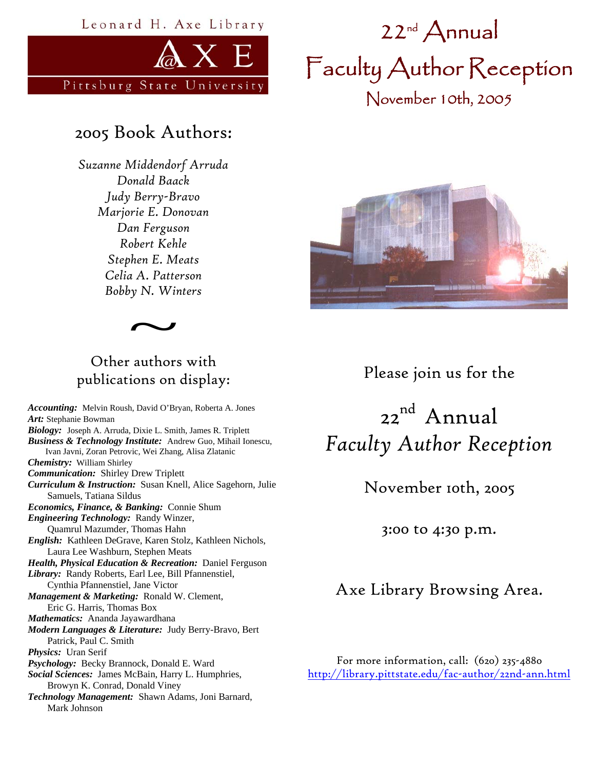Leonard H. Axe Library

AXE

Pittsburg State University

# 22nd Annual Faculty Author Reception

November 10th, 2005

## 2005 Book Authors:

*Suzanne Middendorf Arruda*
*Donald Baack*
*Judy Berry-Bravo*
*Marjorie E. Donovan*
*Dan Ferguson*
*Robert Kehle*
*Stephen E. Meats*
*Celia A. Patterson*
*Bobby N. Winters*

~

## Other authors with publications on display:

***Accounting:*** Melvin Roush, David O'Bryan, Roberta A. Jones
***Art:*** Stephanie Bowman
***Biology:*** Joseph A. Arruda, Dixie L. Smith, James R. Triplett
***Business & Technology Institute:*** Andrew Guo, Mihail Ionescu, Ivan Javni, Zoran Petrovic, Wei Zhang, Alisa Zlatanic
***Chemistry:*** William Shirley
***Communication:*** Shirley Drew Triplett
***Curriculum & Instruction:*** Susan Knell, Alice Sagehorn, Julie Samuels, Tatiana Sildus
***Economics, Finance, & Banking:*** Connie Shum
***Engineering Technology:*** Randy Winzer, Quamrul Mazumder, Thomas Hahn
***English:*** Kathleen DeGrave, Karen Stolz, Kathleen Nichols, Laura Lee Washburn, Stephen Meats
***Health, Physical Education & Recreation:*** Daniel Ferguson
***Library:*** Randy Roberts, Earl Lee, Bill Pfannenstiel, Cynthia Pfannenstiel, Jane Victor
***Management & Marketing:*** Ronald W. Clement, Eric G. Harris, Thomas Box
***Mathematics:*** Ananda Jayawardhana
***Modern Languages & Literature:*** Judy Berry-Bravo, Bert Patrick, Paul C. Smith
***Physics:*** Uran Serif
***Psychology:*** Becky Brannock, Donald E. Ward
***Social Sciences:*** James McBain, Harry L. Humphries, Browyn K. Conrad, Donald Viney
***Technology Management:*** Shawn Adams, Joni Barnard, Mark Johnson

Please join us for the

## 22nd Annual *Faculty Author Reception*

November 10th, 2005

3:00 to 4:30 p.m.

Axe Library Browsing Area.

For more information, call: (620) 235-4880
http://library.pittstate.edu/fac-author/22nd-ann.html